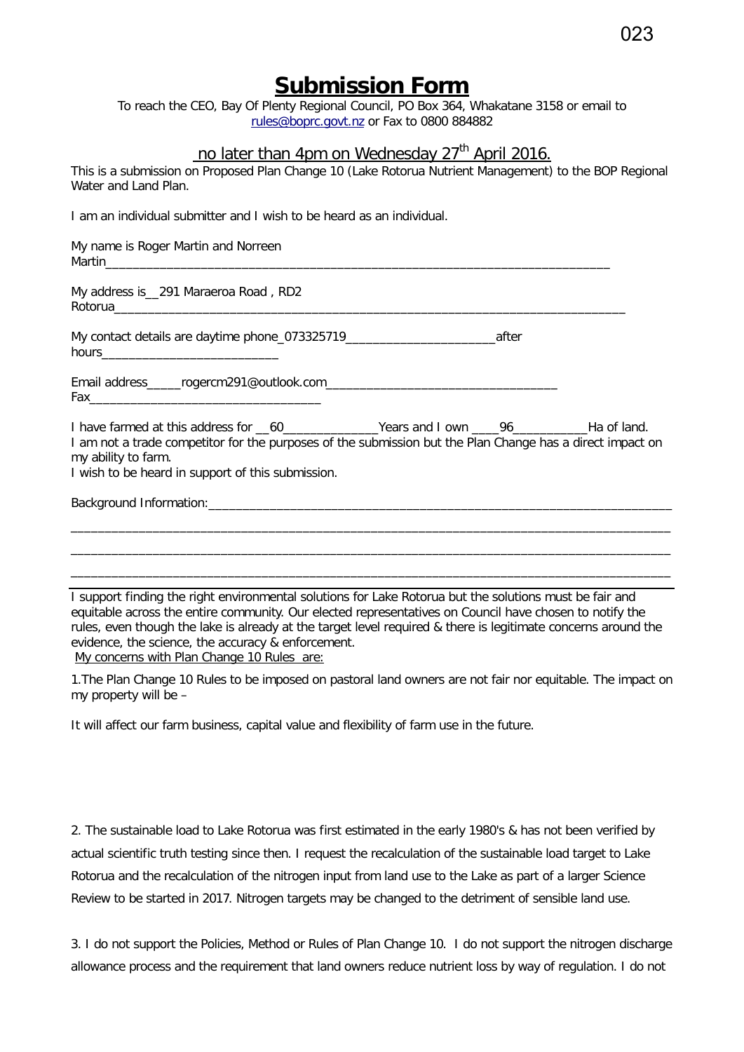# Submission Form

To reach the CEO, Bay Of Plenty Regional Council, PO Box 364, Whakatane 3158 or email to rules@boprc.govt.nz or Fax to 0800 884882

## no later than 4pm on Wednesday 27th April 2016.

This is a submission on Proposed Plan Change 10 (Lake Rotorua Nutrient Management) to the BOP Regional Water and Land Plan.

I am an individual submitter and I wish to be heard as an individual.

My name is Roger Martin and Norreen Martin_____________________________________________________________________________

My address is__291 Maraeroa Road , RD2 Rotorua_____________________________________________________________________________

My contact details are daytime phone_073325719______________________after hours_________________________

Email address_____rogercm291@outlook.com_________________________________ Fax_________________________________

I have farmed at this address for __60______________Years and I own ____96___________Ha of land.
I am not a trade competitor for the purposes of the submission but the Plan Change has a direct impact on my ability to farm.
I wish to be heard in support of this submission.

Background Information:_____________________________________________________________________
_____________________________________________________________________________________________
_____________________________________________________________________________________________
_____________________________________________________________________________________________

I support finding the right environmental solutions for Lake Rotorua but the solutions must be fair and equitable across the entire community. Our elected representatives on Council have chosen to notify the rules, even though the lake is already at the target level required & there is legitimate concerns around the evidence, the science, the accuracy & enforcement.
My concerns with Plan Change 10 Rules are:

1.The Plan Change 10 Rules to be imposed on pastoral land owners are not fair nor equitable. The impact on my property will be –

It will affect our farm business, capital value and flexibility of farm use in the future.

2. The sustainable load to Lake Rotorua was first estimated in the early 1980's & has not been verified by actual scientific truth testing since then. I request the recalculation of the sustainable load target to Lake Rotorua and the recalculation of the nitrogen input from land use to the Lake as part of a larger Science Review to be started in 2017. Nitrogen targets may be changed to the detriment of sensible land use.

3. I do not support the Policies, Method or Rules of Plan Change 10. I do not support the nitrogen discharge allowance process and the requirement that land owners reduce nutrient loss by way of regulation. I do not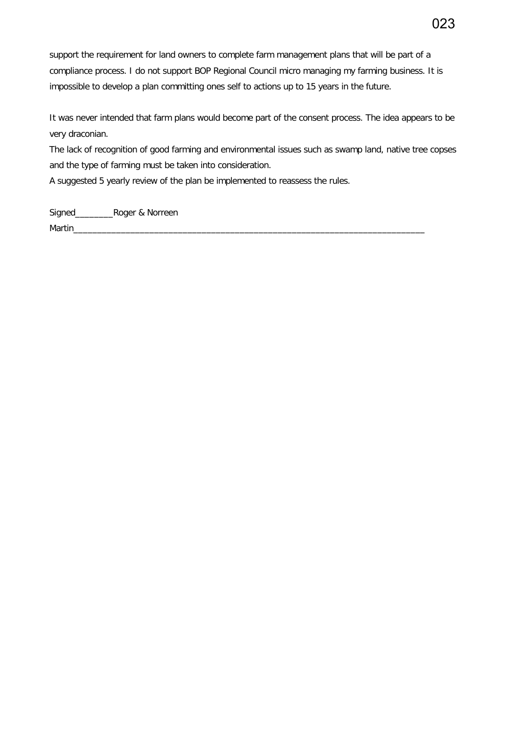support the requirement for land owners to complete farm management plans that will be part of a compliance process. I do not support BOP Regional Council micro managing my farming business. It is impossible to develop a plan committing ones self to actions up to 15 years in the future.

It was never intended that farm plans would become part of the consent process. The idea appears to be very draconian.

The lack of recognition of good farming and environmental issues such as swamp land, native tree copses and the type of farming must be taken into consideration.

A suggested 5 yearly review of the plan be implemented to reassess the rules.

Signed________Roger & Norreen Martin___________________________________________________________________________